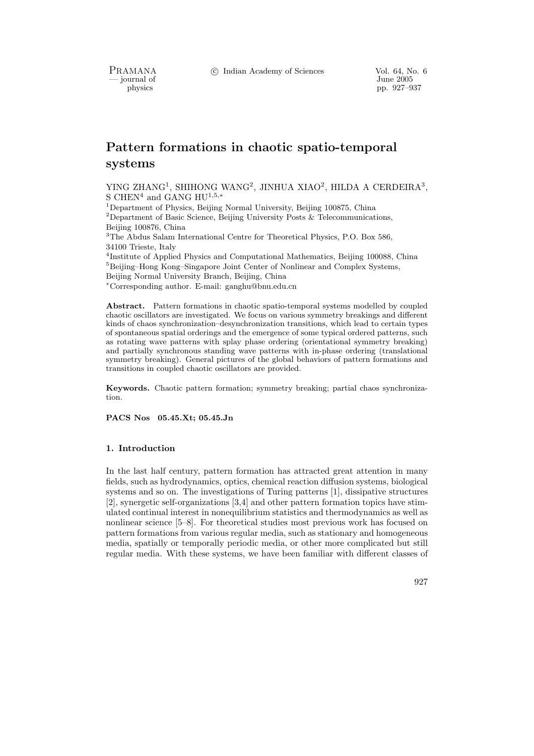# Pattern formations in chaotic spatio-temporal systems

YING ZHANG[1], SHIHONG WANG[2], JINHUA XIAO[2], HILDA A CERDEIRA[3], S CHEN[4] and GANG HU[1,5,*]

[1]Department of Physics, Beijing Normal University, Beijing 100875, China
[2]Department of Basic Science, Beijing University Posts & Telecommunications, Beijing 100876, China
[3]The Abdus Salam International Centre for Theoretical Physics, P.O. Box 586, 34100 Trieste, Italy
[4]Institute of Applied Physics and Computational Mathematics, Beijing 100088, China
[5]Beijing–Hong Kong–Singapore Joint Center of Nonlinear and Complex Systems, Beijing Normal University Branch, Beijing, China
[*]Corresponding author. E-mail: ganghu@bnu.edu.cn

**Abstract.** Pattern formations in chaotic spatio-temporal systems modelled by coupled chaotic oscillators are investigated. We focus on various symmetry breakings and different kinds of chaos synchronization–desynchronization transitions, which lead to certain types of spontaneous spatial orderings and the emergence of some typical ordered patterns, such as rotating wave patterns with splay phase ordering (orientational symmetry breaking) and partially synchronous standing wave patterns with in-phase ordering (translational symmetry breaking). General pictures of the global behaviors of pattern formations and transitions in coupled chaotic oscillators are provided.

**Keywords.** Chaotic pattern formation; symmetry breaking; partial chaos synchronization.

**PACS Nos 05.45.Xt; 05.45.Jn**

## 1. Introduction

In the last half century, pattern formation has attracted great attention in many fields, such as hydrodynamics, optics, chemical reaction diffusion systems, biological systems and so on. The investigations of Turing patterns [1], dissipative structures [2], synergetic self-organizations [3,4] and other pattern formation topics have stimulated continual interest in nonequilibrium statistics and thermodynamics as well as nonlinear science [5–8]. For theoretical studies most previous work has focused on pattern formations from various regular media, such as stationary and homogeneous media, spatially or temporally periodic media, or other more complicated but still regular media. With these systems, we have been familiar with different classes of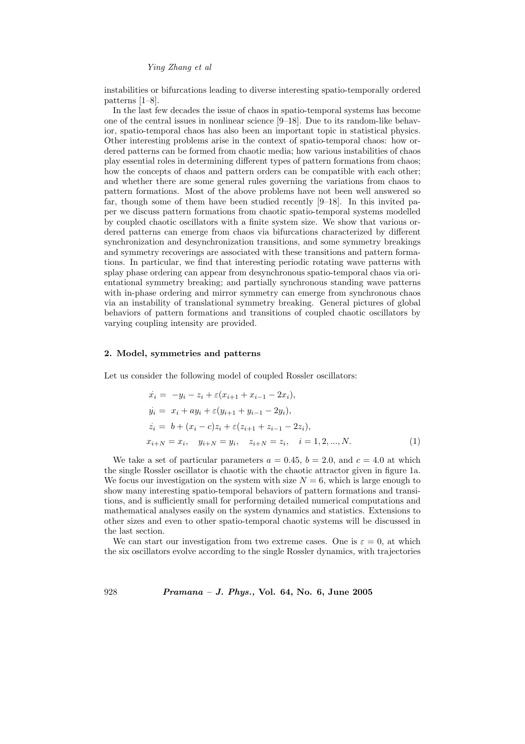instabilities or bifurcations leading to diverse interesting spatio-temporally ordered patterns [1–8].

In the last few decades the issue of chaos in spatio-temporal systems has become one of the central issues in nonlinear science [9–18]. Due to its random-like behavior, spatio-temporal chaos has also been an important topic in statistical physics. Other interesting problems arise in the context of spatio-temporal chaos: how ordered patterns can be formed from chaotic media; how various instabilities of chaos play essential roles in determining different types of pattern formations from chaos; how the concepts of chaos and pattern orders can be compatible with each other; and whether there are some general rules governing the variations from chaos to pattern formations. Most of the above problems have not been well answered so far, though some of them have been studied recently [9–18]. In this invited paper we discuss pattern formations from chaotic spatio-temporal systems modelled by coupled chaotic oscillators with a finite system size. We show that various ordered patterns can emerge from chaos via bifurcations characterized by different synchronization and desynchronization transitions, and some symmetry breakings and symmetry recoverings are associated with these transitions and pattern formations. In particular, we find that interesting periodic rotating wave patterns with splay phase ordering can appear from desynchronous spatio-temporal chaos via orientational symmetry breaking; and partially synchronous standing wave patterns with in-phase ordering and mirror symmetry can emerge from synchronous chaos via an instability of translational symmetry breaking. General pictures of global behaviors of pattern formations and transitions of coupled chaotic oscillators by varying coupling intensity are provided.

## 2. Model, symmetries and patterns

Let us consider the following model of coupled Rossler oscillators:

$$
\begin{aligned}
\dot{x_i} &= -y_i - z_i + \varepsilon(x_{i+1} + x_{i-1} - 2x_i),\\
\dot{y_i} &= x_i + ay_i + \varepsilon(y_{i+1} + y_{i-1} - 2y_i),\\
\dot{z_i} &= b + (x_i - c)z_i + \varepsilon(z_{i+1} + z_{i-1} - 2z_i),\\
x_{i+N} &= x_i, \quad y_{i+N} = y_i, \quad z_{i+N} = z_i, \quad i = 1, 2, ..., N.
\end{aligned} \tag{1}
$$

We take a set of particular parameters $a = 0.45$, $b = 2.0$, and $c = 4.0$ at which the single Rossler oscillator is chaotic with the chaotic attractor given in figure 1a. We focus our investigation on the system with size $N = 6$, which is large enough to show many interesting spatio-temporal behaviors of pattern formations and transitions, and is sufficiently small for performing detailed numerical computations and mathematical analyses easily on the system dynamics and statistics. Extensions to other sizes and even to other spatio-temporal chaotic systems will be discussed in the last section.

We can start our investigation from two extreme cases. One is $\varepsilon = 0$, at which the six oscillators evolve according to the single Rossler dynamics, with trajectories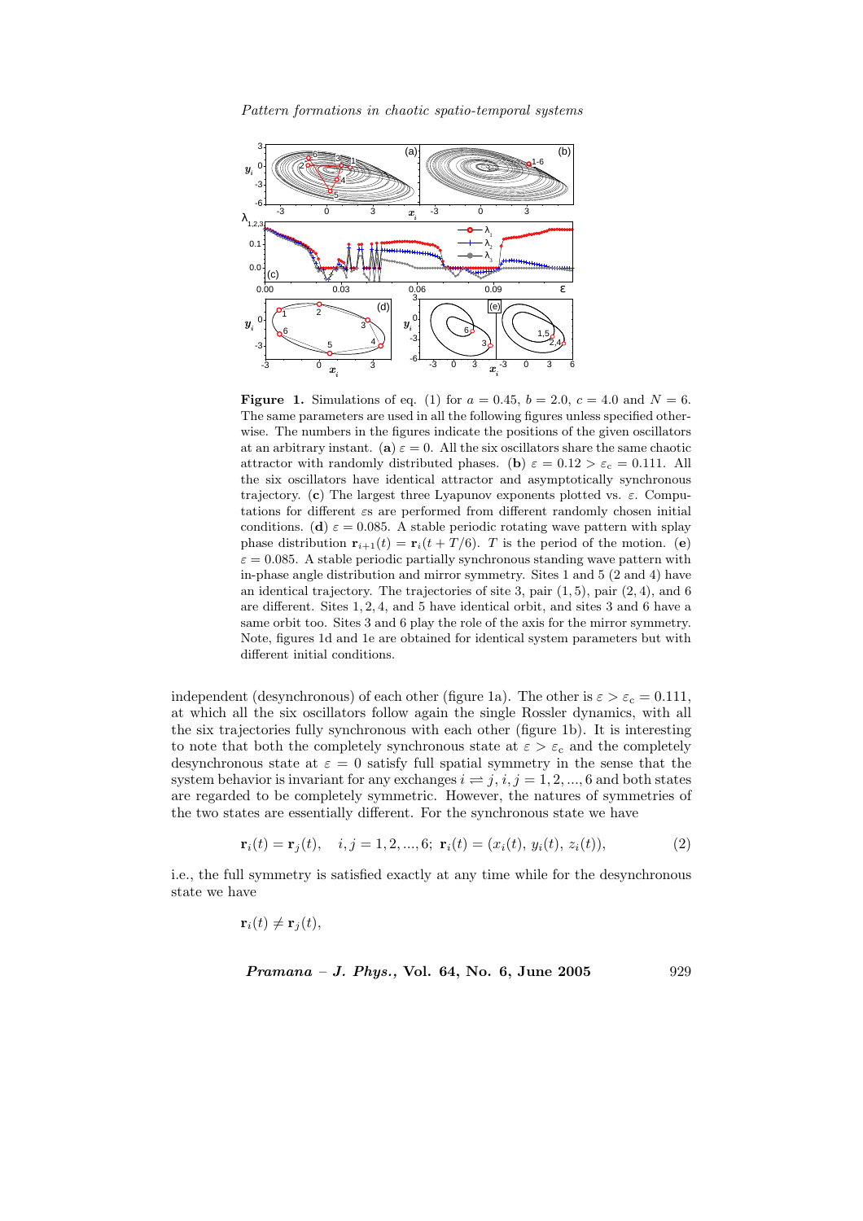**Figure 1.** Simulations of eq. (1) for $a = 0.45$, $b = 2.0$, $c = 4.0$ and $N = 6$. The same parameters are used in all the following figures unless specified otherwise. The numbers in the figures indicate the positions of the given oscillators at an arbitrary instant. (**a**) $\varepsilon = 0$. All the six oscillators share the same chaotic attractor with randomly distributed phases. (**b**) $\varepsilon = 0.12 > \varepsilon_c = 0.111$. All the six oscillators have identical attractor and asymptotically synchronous trajectory. (**c**) The largest three Lyapunov exponents plotted vs. $\varepsilon$. Computations for different $\varepsilon$s are performed from different randomly chosen initial conditions. (**d**) $\varepsilon = 0.085$. A stable periodic rotating wave pattern with splay phase distribution $\mathbf{r}_{i+1}(t) = \mathbf{r}_i(t + T/6)$. $T$ is the period of the motion. (**e**) $\varepsilon = 0.085$. A stable periodic partially synchronous standing wave pattern with in-phase angle distribution and mirror symmetry. Sites 1 and 5 (2 and 4) have an identical trajectory. The trajectories of site 3, pair $(1, 5)$, pair $(2, 4)$, and 6 are different. Sites $1, 2, 4$, and 5 have identical orbit, and sites 3 and 6 have a same orbit too. Sites 3 and 6 play the role of the axis for the mirror symmetry. Note, figures 1d and 1e are obtained for identical system parameters but with different initial conditions.

independent (desynchronous) of each other (figure 1a). The other is $\varepsilon > \varepsilon_c = 0.111$, at which all the six oscillators follow again the single Rossler dynamics, with all the six trajectories fully synchronous with each other (figure 1b). It is interesting to note that both the completely synchronous state at $\varepsilon > \varepsilon_c$ and the completely desynchronous state at $\varepsilon = 0$ satisfy full spatial symmetry in the sense that the system behavior is invariant for any exchanges $i \rightleftharpoons j$, $i, j = 1, 2, ..., 6$ and both states are regarded to be completely symmetric. However, the natures of symmetries of the two states are essentially different. For the synchronous state we have

$$\mathbf{r}_i(t) = \mathbf{r}_j(t), \quad i, j = 1, 2, ..., 6; \; \mathbf{r}_i(t) = (x_i(t), y_i(t), z_i(t)), \tag{2}$$

i.e., the full symmetry is satisfied exactly at any time while for the desynchronous state we have

$$\mathbf{r}_i(t) \neq \mathbf{r}_j(t),$$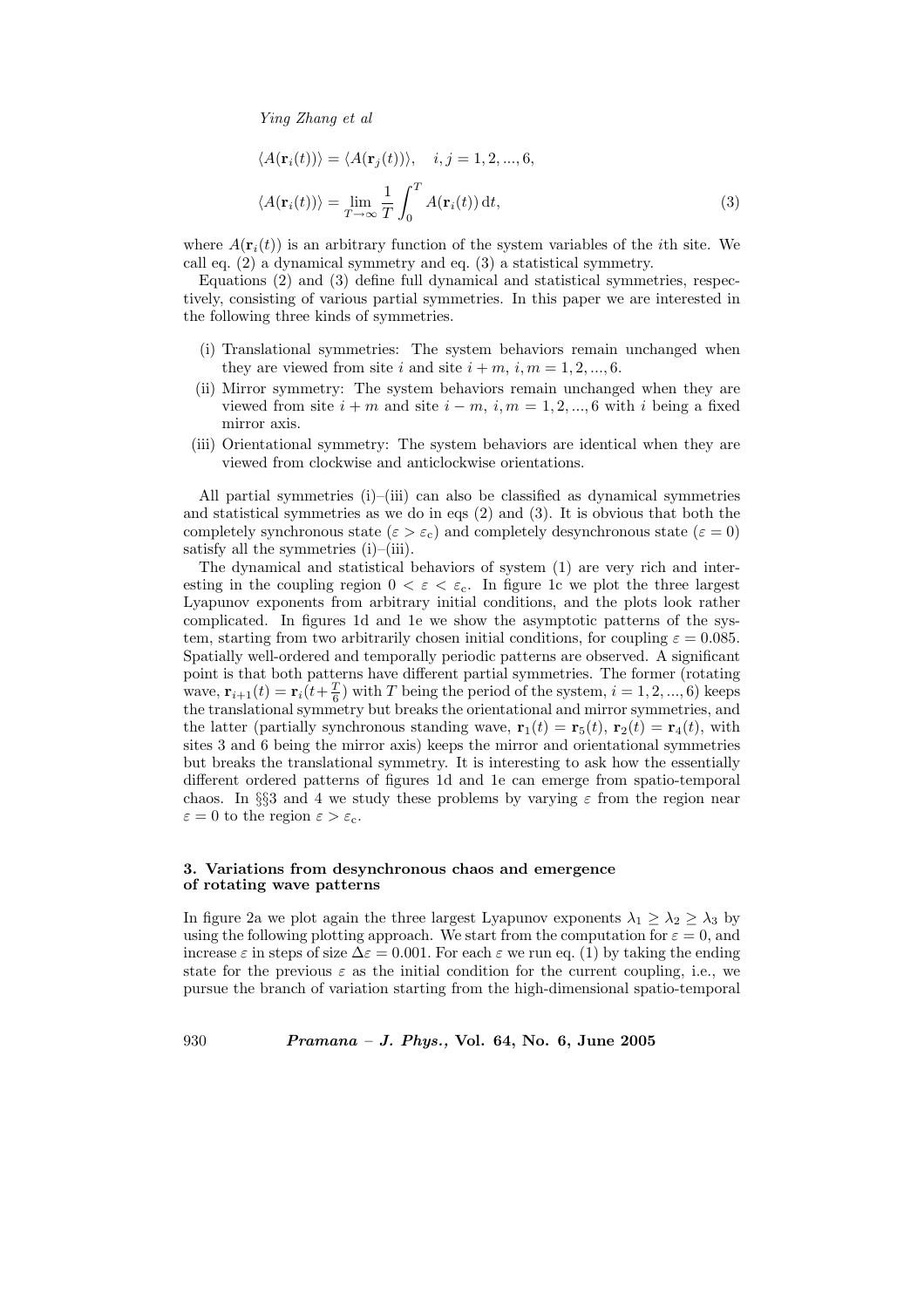$$\langle A(\mathbf{r}_i(t))\rangle = \langle A(\mathbf{r}_j(t))\rangle, \quad i,j = 1,2,...,6,$$

$$\langle A(\mathbf{r}_i(t))\rangle = \lim_{T\to\infty} \frac{1}{T}\int_0^T A(\mathbf{r}_i(t))\,\mathrm{d}t, \tag{3}$$

where $A(\mathbf{r}_i(t))$ is an arbitrary function of the system variables of the $i$th site. We call eq. (2) a dynamical symmetry and eq. (3) a statistical symmetry.

Equations (2) and (3) define full dynamical and statistical symmetries, respectively, consisting of various partial symmetries. In this paper we are interested in the following three kinds of symmetries.

(i) Translational symmetries: The system behaviors remain unchanged when they are viewed from site $i$ and site $i+m$, $i,m = 1,2,...,6$.

(ii) Mirror symmetry: The system behaviors remain unchanged when they are viewed from site $i+m$ and site $i-m$, $i,m = 1,2,...,6$ with $i$ being a fixed mirror axis.

(iii) Orientational symmetry: The system behaviors are identical when they are viewed from clockwise and anticlockwise orientations.

All partial symmetries (i)–(iii) can also be classified as dynamical symmetries and statistical symmetries as we do in eqs (2) and (3). It is obvious that both the completely synchronous state ($\varepsilon > \varepsilon_c$) and completely desynchronous state ($\varepsilon = 0$) satisfy all the symmetries (i)–(iii).

The dynamical and statistical behaviors of system (1) are very rich and interesting in the coupling region $0 < \varepsilon < \varepsilon_c$. In figure 1c we plot the three largest Lyapunov exponents from arbitrary initial conditions, and the plots look rather complicated. In figures 1d and 1e we show the asymptotic patterns of the system, starting from two arbitrarily chosen initial conditions, for coupling $\varepsilon = 0.085$. Spatially well-ordered and temporally periodic patterns are observed. A significant point is that both patterns have different partial symmetries. The former (rotating wave, $\mathbf{r}_{i+1}(t) = \mathbf{r}_i(t+\frac{T}{6})$ with $T$ being the period of the system, $i = 1,2,...,6$) keeps the translational symmetry but breaks the orientational and mirror symmetries, and the latter (partially synchronous standing wave, $\mathbf{r}_1(t) = \mathbf{r}_5(t)$, $\mathbf{r}_2(t) = \mathbf{r}_4(t)$, with sites 3 and 6 being the mirror axis) keeps the mirror and orientational symmetries but breaks the translational symmetry. It is interesting to ask how the essentially different ordered patterns of figures 1d and 1e can emerge from spatio-temporal chaos. In §§3 and 4 we study these problems by varying $\varepsilon$ from the region near $\varepsilon = 0$ to the region $\varepsilon > \varepsilon_c$.

## 3. Variations from desynchronous chaos and emergence of rotating wave patterns

In figure 2a we plot again the three largest Lyapunov exponents $\lambda_1 \geq \lambda_2 \geq \lambda_3$ by using the following plotting approach. We start from the computation for $\varepsilon = 0$, and increase $\varepsilon$ in steps of size $\Delta\varepsilon = 0.001$. For each $\varepsilon$ we run eq. (1) by taking the ending state for the previous $\varepsilon$ as the initial condition for the current coupling, i.e., we pursue the branch of variation starting from the high-dimensional spatio-temporal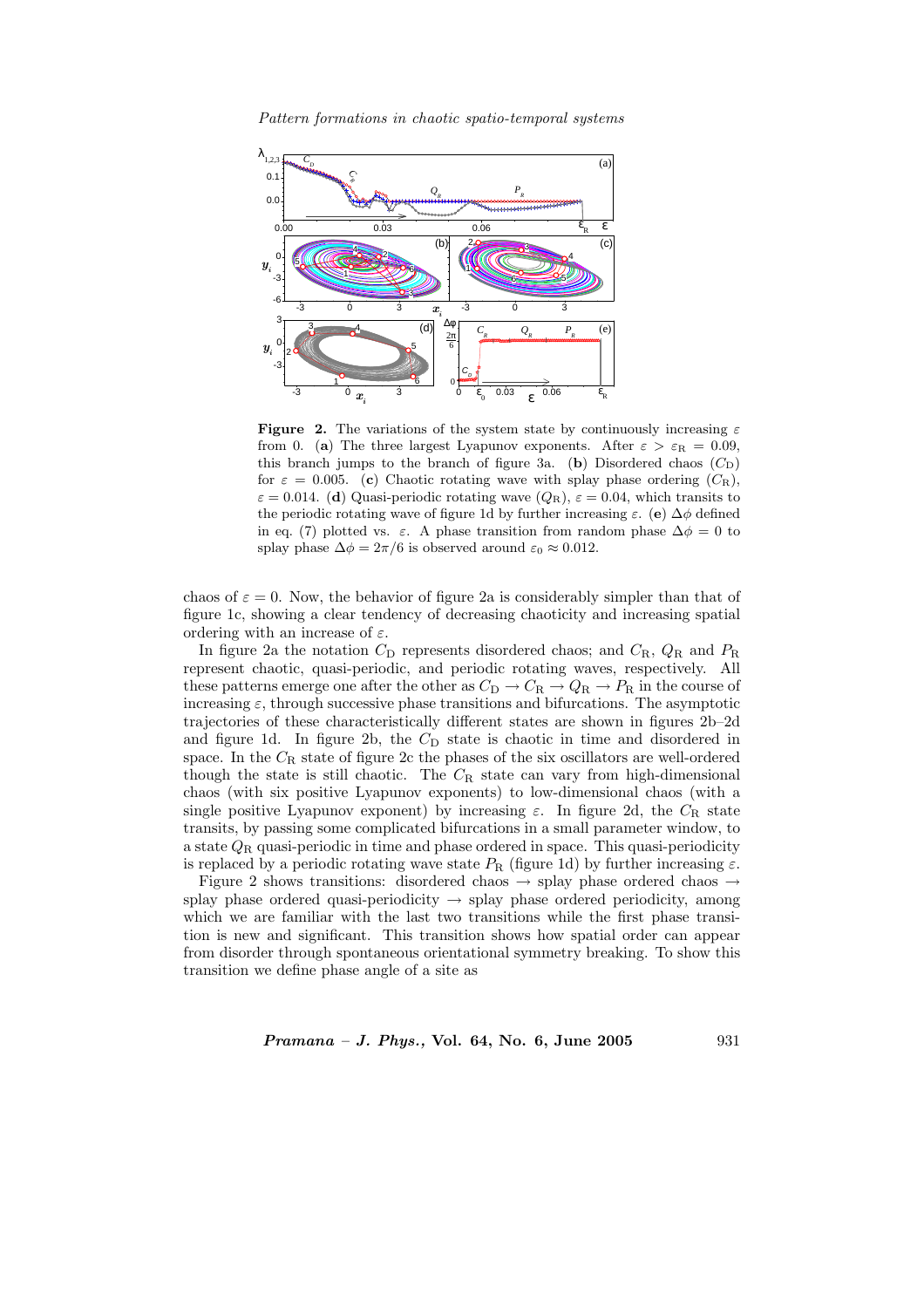**Figure 2.** The variations of the system state by continuously increasing $\varepsilon$ from 0. (**a**) The three largest Lyapunov exponents. After $\varepsilon > \varepsilon_R = 0.09$, this branch jumps to the branch of figure 3a. (**b**) Disordered chaos ($C_D$) for $\varepsilon = 0.005$. (**c**) Chaotic rotating wave with splay phase ordering ($C_R$), $\varepsilon = 0.014$. (**d**) Quasi-periodic rotating wave ($Q_R$), $\varepsilon = 0.04$, which transits to the periodic rotating wave of figure 1d by further increasing $\varepsilon$. (**e**) $\Delta\phi$ defined in eq. (7) plotted vs. $\varepsilon$. A phase transition from random phase $\Delta\phi = 0$ to splay phase $\Delta\phi = 2\pi/6$ is observed around $\varepsilon_0 \approx 0.012$.

chaos of $\varepsilon = 0$. Now, the behavior of figure 2a is considerably simpler than that of figure 1c, showing a clear tendency of decreasing chaoticity and increasing spatial ordering with an increase of $\varepsilon$.

In figure 2a the notation $C_D$ represents disordered chaos; and $C_R$, $Q_R$ and $P_R$ represent chaotic, quasi-periodic, and periodic rotating waves, respectively. All these patterns emerge one after the other as $C_D \to C_R \to Q_R \to P_R$ in the course of increasing $\varepsilon$, through successive phase transitions and bifurcations. The asymptotic trajectories of these characteristically different states are shown in figures 2b–2d and figure 1d. In figure 2b, the $C_D$ state is chaotic in time and disordered in space. In the $C_R$ state of figure 2c the phases of the six oscillators are well-ordered though the state is still chaotic. The $C_R$ state can vary from high-dimensional chaos (with six positive Lyapunov exponents) to low-dimensional chaos (with a single positive Lyapunov exponent) by increasing $\varepsilon$. In figure 2d, the $C_R$ state transits, by passing some complicated bifurcations in a small parameter window, to a state $Q_R$ quasi-periodic in time and phase ordered in space. This quasi-periodicity is replaced by a periodic rotating wave state $P_R$ (figure 1d) by further increasing $\varepsilon$.

Figure 2 shows transitions: disordered chaos $\to$ splay phase ordered chaos $\to$ splay phase ordered quasi-periodicity $\to$ splay phase ordered periodicity, among which we are familiar with the last two transitions while the first phase transition is new and significant. This transition shows how spatial order can appear from disorder through spontaneous orientational symmetry breaking. To show this transition we define phase angle of a site as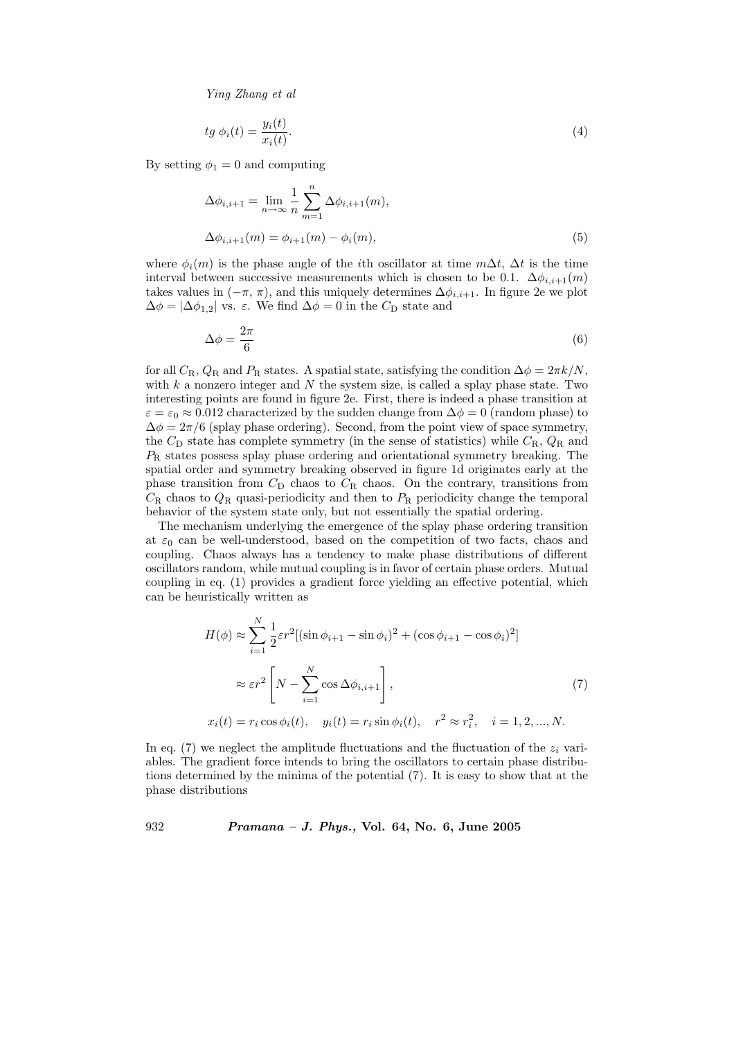$$tg\ \phi_i(t) = \frac{y_i(t)}{x_i(t)}. \tag{4}$$

By setting $\phi_1 = 0$ and computing

$$\Delta\phi_{i,i+1} = \lim_{n\to\infty} \frac{1}{n} \sum_{m=1}^{n} \Delta\phi_{i,i+1}(m),$$
$$\Delta\phi_{i,i+1}(m) = \phi_{i+1}(m) - \phi_i(m), \tag{5}$$

where $\phi_i(m)$ is the phase angle of the $i$th oscillator at time $m\Delta t$, $\Delta t$ is the time interval between successive measurements which is chosen to be 0.1. $\Delta\phi_{i,i+1}(m)$ takes values in $(-\pi, \pi)$, and this uniquely determines $\Delta\phi_{i,i+1}$. In figure 2e we plot $\Delta\phi = |\Delta\phi_{1,2}|$ vs. $\varepsilon$. We find $\Delta\phi = 0$ in the $C_\mathrm{D}$ state and

$$\Delta\phi = \frac{2\pi}{6} \tag{6}$$

for all $C_\mathrm{R}$, $Q_\mathrm{R}$ and $P_\mathrm{R}$ states. A spatial state, satisfying the condition $\Delta\phi = 2\pi k/N$, with $k$ a nonzero integer and $N$ the system size, is called a splay phase state. Two interesting points are found in figure 2e. First, there is indeed a phase transition at $\varepsilon = \varepsilon_0 \approx 0.012$ characterized by the sudden change from $\Delta\phi = 0$ (random phase) to $\Delta\phi = 2\pi/6$ (splay phase ordering). Second, from the point view of space symmetry, the $C_\mathrm{D}$ state has complete symmetry (in the sense of statistics) while $C_\mathrm{R}$, $Q_\mathrm{R}$ and $P_\mathrm{R}$ states possess splay phase ordering and orientational symmetry breaking. The spatial order and symmetry breaking observed in figure 1d originates early at the phase transition from $C_\mathrm{D}$ chaos to $C_\mathrm{R}$ chaos. On the contrary, transitions from $C_\mathrm{R}$ chaos to $Q_\mathrm{R}$ quasi-periodicity and then to $P_\mathrm{R}$ periodicity change the temporal behavior of the system state only, but not essentially the spatial ordering.

The mechanism underlying the emergence of the splay phase ordering transition at $\varepsilon_0$ can be well-understood, based on the competition of two facts, chaos and coupling. Chaos always has a tendency to make phase distributions of different oscillators random, while mutual coupling is in favor of certain phase orders. Mutual coupling in eq. (1) provides a gradient force yielding an effective potential, which can be heuristically written as

$$H(\phi) \approx \sum_{i=1}^{N} \frac{1}{2}\varepsilon r^2[(\sin\phi_{i+1} - \sin\phi_i)^2 + (\cos\phi_{i+1} - \cos\phi_i)^2]$$
$$\approx \varepsilon r^2 \left[N - \sum_{i=1}^{N} \cos\Delta\phi_{i,i+1}\right], \tag{7}$$
$$x_i(t) = r_i\cos\phi_i(t), \quad y_i(t) = r_i\sin\phi_i(t), \quad r^2 \approx r_i^2, \quad i = 1, 2, ..., N.$$

In eq. (7) we neglect the amplitude fluctuations and the fluctuation of the $z_i$ variables. The gradient force intends to bring the oscillators to certain phase distributions determined by the minima of the potential (7). It is easy to show that at the phase distributions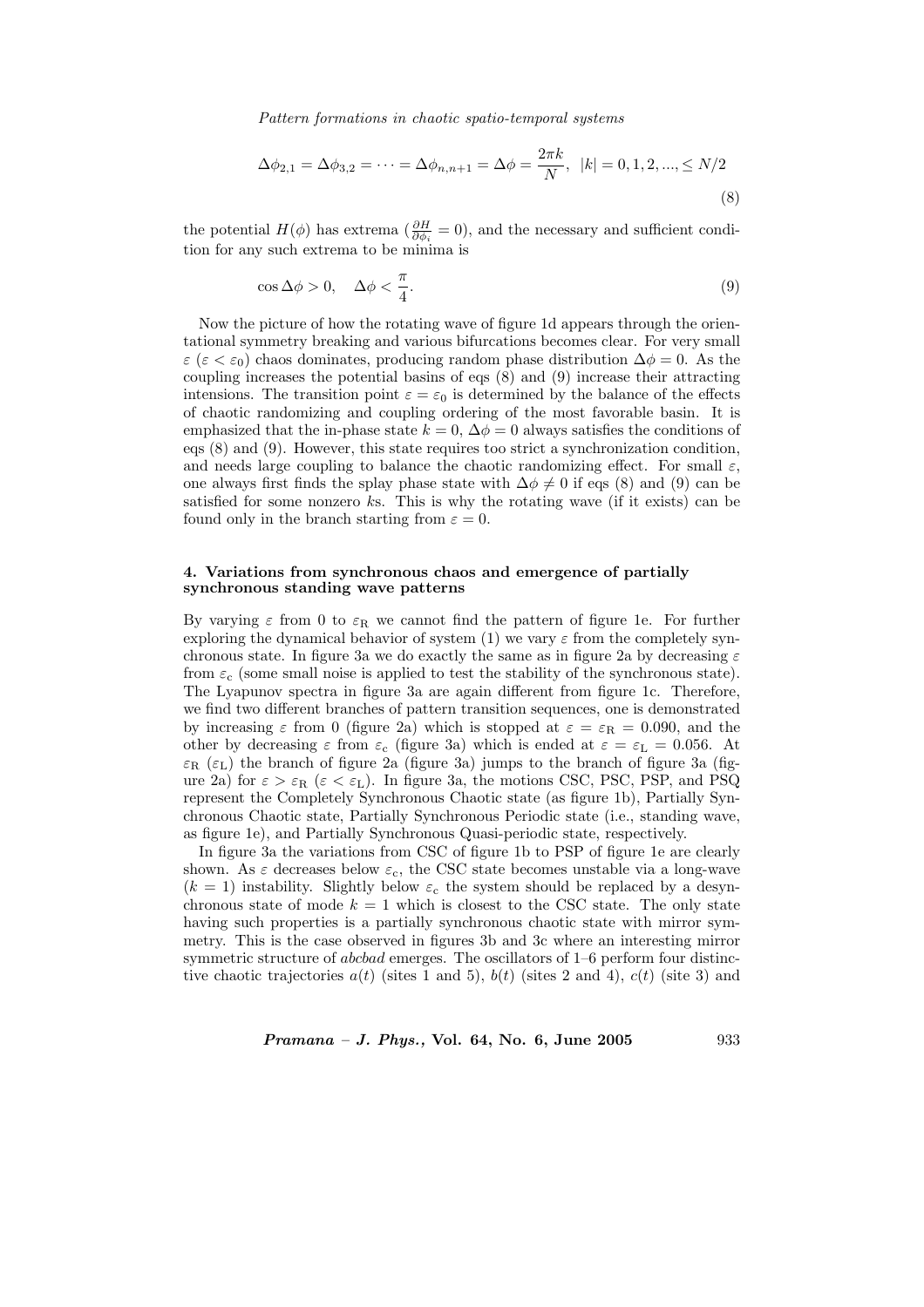$$\Delta\phi_{2,1} = \Delta\phi_{3,2} = \cdots = \Delta\phi_{n,n+1} = \Delta\phi = \frac{2\pi k}{N}, \ \ |k| = 0, 1, 2, ..., \leq N/2 \tag{8}$$

the potential $H(\phi)$ has extrema ($\frac{\partial H}{\partial \phi_i} = 0$), and the necessary and sufficient condition for any such extrema to be minima is

$$\cos\Delta\phi > 0, \quad \Delta\phi < \frac{\pi}{4}. \tag{9}$$

Now the picture of how the rotating wave of figure 1d appears through the orientational symmetry breaking and various bifurcations becomes clear. For very small $\varepsilon$ ($\varepsilon < \varepsilon_0$) chaos dominates, producing random phase distribution $\Delta\phi = 0$. As the coupling increases the potential basins of eqs (8) and (9) increase their attracting intensions. The transition point $\varepsilon = \varepsilon_0$ is determined by the balance of the effects of chaotic randomizing and coupling ordering of the most favorable basin. It is emphasized that the in-phase state $k = 0$, $\Delta\phi = 0$ always satisfies the conditions of eqs (8) and (9). However, this state requires too strict a synchronization condition, and needs large coupling to balance the chaotic randomizing effect. For small $\varepsilon$, one always first finds the splay phase state with $\Delta\phi \neq 0$ if eqs (8) and (9) can be satisfied for some nonzero $k$s. This is why the rotating wave (if it exists) can be found only in the branch starting from $\varepsilon = 0$.

## 4. Variations from synchronous chaos and emergence of partially synchronous standing wave patterns

By varying $\varepsilon$ from 0 to $\varepsilon_{\rm R}$ we cannot find the pattern of figure 1e. For further exploring the dynamical behavior of system (1) we vary $\varepsilon$ from the completely synchronous state. In figure 3a we do exactly the same as in figure 2a by decreasing $\varepsilon$ from $\varepsilon_{\rm c}$ (some small noise is applied to test the stability of the synchronous state). The Lyapunov spectra in figure 3a are again different from figure 1c. Therefore, we find two different branches of pattern transition sequences, one is demonstrated by increasing $\varepsilon$ from 0 (figure 2a) which is stopped at $\varepsilon = \varepsilon_{\rm R} = 0.090$, and the other by decreasing $\varepsilon$ from $\varepsilon_{\rm c}$ (figure 3a) which is ended at $\varepsilon = \varepsilon_{\rm L} = 0.056$. At $\varepsilon_{\rm R}$ ($\varepsilon_{\rm L}$) the branch of figure 2a (figure 3a) jumps to the branch of figure 3a (figure 2a) for $\varepsilon > \varepsilon_{\rm R}$ ($\varepsilon < \varepsilon_{\rm L}$). In figure 3a, the motions CSC, PSC, PSP, and PSQ represent the Completely Synchronous Chaotic state (as figure 1b), Partially Synchronous Chaotic state, Partially Synchronous Periodic state (i.e., standing wave, as figure 1e), and Partially Synchronous Quasi-periodic state, respectively.

In figure 3a the variations from CSC of figure 1b to PSP of figure 1e are clearly shown. As $\varepsilon$ decreases below $\varepsilon_{\rm c}$, the CSC state becomes unstable via a long-wave ($k = 1$) instability. Slightly below $\varepsilon_{\rm c}$ the system should be replaced by a desynchronous state of mode $k = 1$ which is closest to the CSC state. The only state having such properties is a partially synchronous chaotic state with mirror symmetry. This is the case observed in figures 3b and 3c where an interesting mirror symmetric structure of *abcbad* emerges. The oscillators of 1–6 perform four distinctive chaotic trajectories $a(t)$ (sites 1 and 5), $b(t)$ (sites 2 and 4), $c(t)$ (site 3) and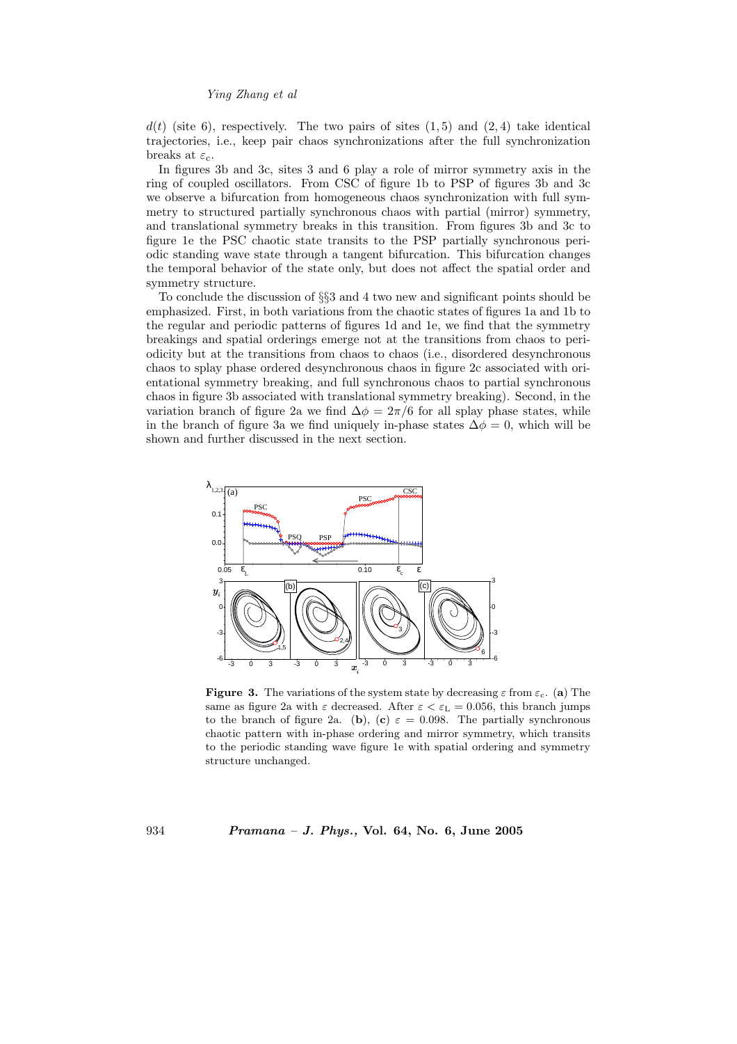$d(t)$ (site 6), respectively. The two pairs of sites $(1, 5)$ and $(2, 4)$ take identical trajectories, i.e., keep pair chaos synchronizations after the full synchronization breaks at $\varepsilon_c$.

In figures 3b and 3c, sites 3 and 6 play a role of mirror symmetry axis in the ring of coupled oscillators. From CSC of figure 1b to PSP of figures 3b and 3c we observe a bifurcation from homogeneous chaos synchronization with full symmetry to structured partially synchronous chaos with partial (mirror) symmetry, and translational symmetry breaks in this transition. From figures 3b and 3c to figure 1e the PSC chaotic state transits to the PSP partially synchronous periodic standing wave state through a tangent bifurcation. This bifurcation changes the temporal behavior of the state only, but does not affect the spatial order and symmetry structure.

To conclude the discussion of §§3 and 4 two new and significant points should be emphasized. First, in both variations from the chaotic states of figures 1a and 1b to the regular and periodic patterns of figures 1d and 1e, we find that the symmetry breakings and spatial orderings emerge not at the transitions from chaos to periodicity but at the transitions from chaos to chaos (i.e., disordered desynchronous chaos to splay phase ordered desynchronous chaos in figure 2c associated with orientational symmetry breaking, and full synchronous chaos to partial synchronous chaos in figure 3b associated with translational symmetry breaking). Second, in the variation branch of figure 2a we find $\Delta\phi = 2\pi/6$ for all splay phase states, while in the branch of figure 3a we find uniquely in-phase states $\Delta\phi = 0$, which will be shown and further discussed in the next section.

**Figure 3.** The variations of the system state by decreasing $\varepsilon$ from $\varepsilon_c$. (**a**) The same as figure 2a with $\varepsilon$ decreased. After $\varepsilon < \varepsilon_L = 0.056$, this branch jumps to the branch of figure 2a. (**b**), (**c**) $\varepsilon = 0.098$. The partially synchronous chaotic pattern with in-phase ordering and mirror symmetry, which transits to the periodic standing wave figure 1e with spatial ordering and symmetry structure unchanged.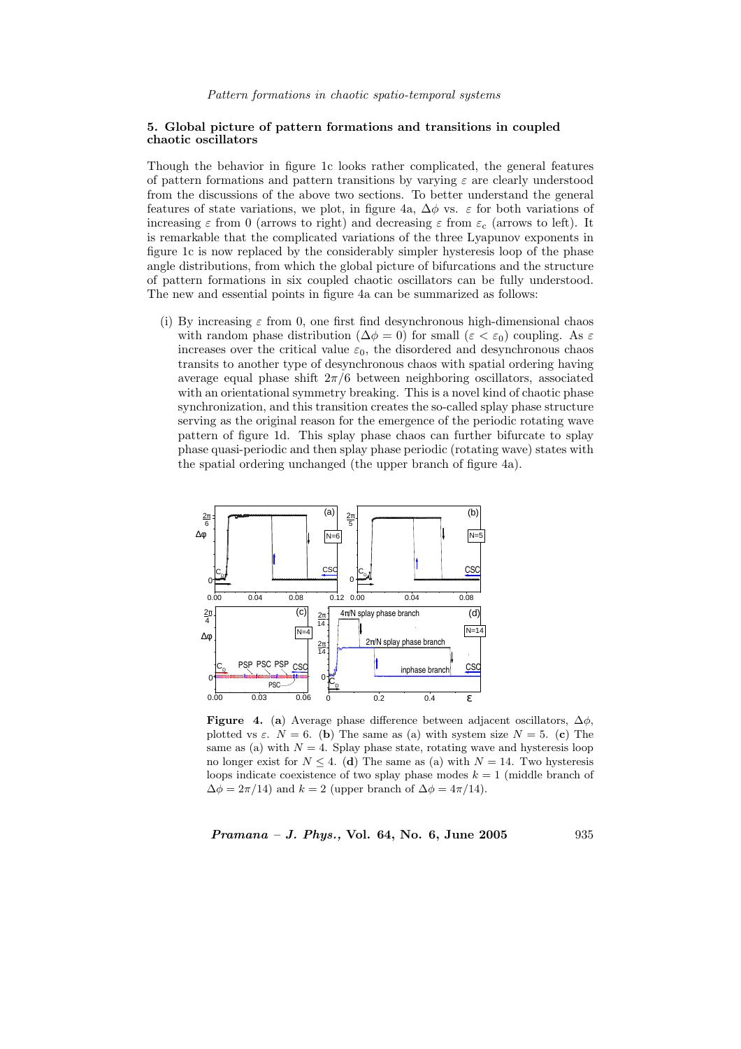## 5. Global picture of pattern formations and transitions in coupled chaotic oscillators

Though the behavior in figure 1c looks rather complicated, the general features of pattern formations and pattern transitions by varying $\varepsilon$ are clearly understood from the discussions of the above two sections. To better understand the general features of state variations, we plot, in figure 4a, $\Delta\phi$ vs. $\varepsilon$ for both variations of increasing $\varepsilon$ from 0 (arrows to right) and decreasing $\varepsilon$ from $\varepsilon_c$ (arrows to left). It is remarkable that the complicated variations of the three Lyapunov exponents in figure 1c is now replaced by the considerably simpler hysteresis loop of the phase angle distributions, from which the global picture of bifurcations and the structure of pattern formations in six coupled chaotic oscillators can be fully understood. The new and essential points in figure 4a can be summarized as follows:

(i) By increasing $\varepsilon$ from 0, one first find desynchronous high-dimensional chaos with random phase distribution ($\Delta\phi = 0$) for small ($\varepsilon < \varepsilon_0$) coupling. As $\varepsilon$ increases over the critical value $\varepsilon_0$, the disordered and desynchronous chaos transits to another type of desynchronous chaos with spatial ordering having average equal phase shift $2\pi/6$ between neighboring oscillators, associated with an orientational symmetry breaking. This is a novel kind of chaotic phase synchronization, and this transition creates the so-called splay phase structure serving as the original reason for the emergence of the periodic rotating wave pattern of figure 1d. This splay phase chaos can further bifurcate to splay phase quasi-periodic and then splay phase periodic (rotating wave) states with the spatial ordering unchanged (the upper branch of figure 4a).

**Figure 4.** (**a**) Average phase difference between adjacent oscillators, $\Delta\phi$, plotted vs $\varepsilon$. $N = 6$. (**b**) The same as (a) with system size $N = 5$. (**c**) The same as (a) with $N = 4$. Splay phase state, rotating wave and hysteresis loop no longer exist for $N \leq 4$. (**d**) The same as (a) with $N = 14$. Two hysteresis loops indicate coexistence of two splay phase modes $k = 1$ (middle branch of $\Delta\phi = 2\pi/14$) and $k = 2$ (upper branch of $\Delta\phi = 4\pi/14$).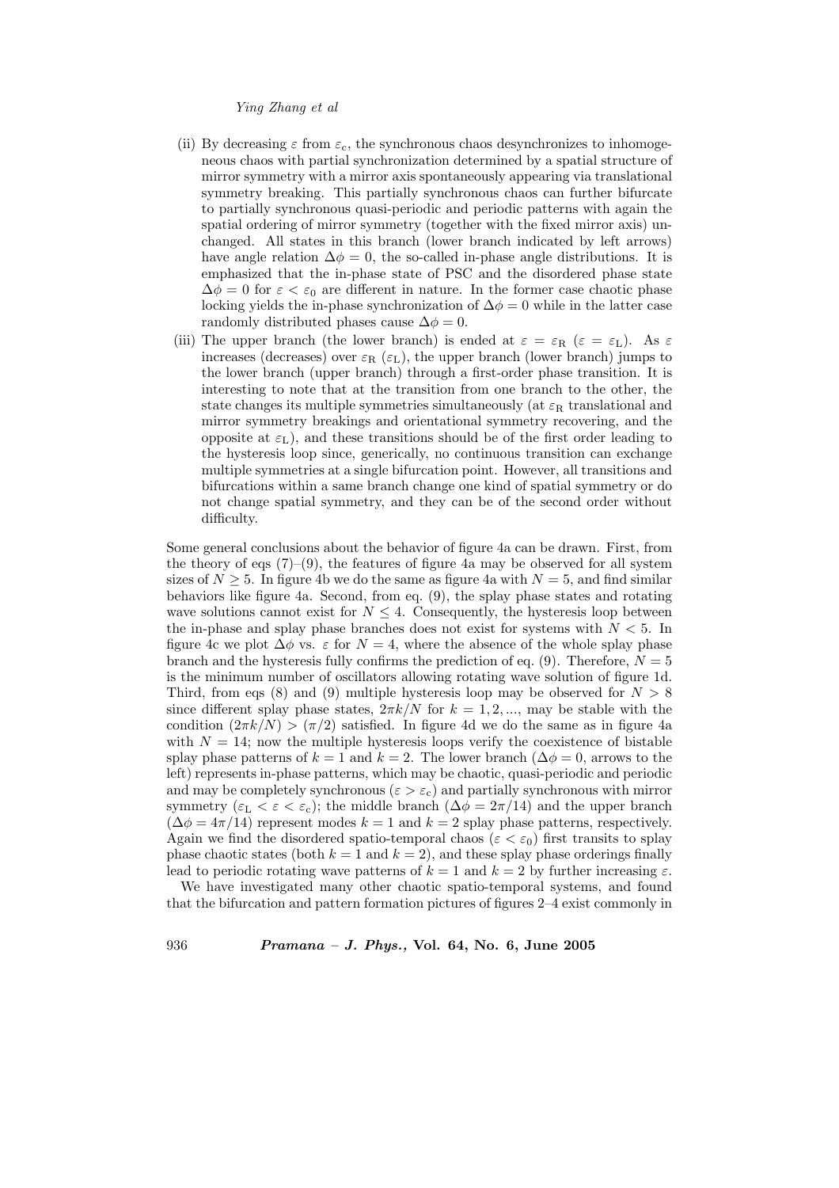(ii) By decreasing $\varepsilon$ from $\varepsilon_c$, the synchronous chaos desynchronizes to inhomogeneous chaos with partial synchronization determined by a spatial structure of mirror symmetry with a mirror axis spontaneously appearing via translational symmetry breaking. This partially synchronous chaos can further bifurcate to partially synchronous quasi-periodic and periodic patterns with again the spatial ordering of mirror symmetry (together with the fixed mirror axis) unchanged. All states in this branch (lower branch indicated by left arrows) have angle relation $\Delta\phi = 0$, the so-called in-phase angle distributions. It is emphasized that the in-phase state of PSC and the disordered phase state $\Delta\phi = 0$ for $\varepsilon < \varepsilon_0$ are different in nature. In the former case chaotic phase locking yields the in-phase synchronization of $\Delta\phi = 0$ while in the latter case randomly distributed phases cause $\Delta\phi = 0$.

(iii) The upper branch (the lower branch) is ended at $\varepsilon = \varepsilon_R$ ($\varepsilon = \varepsilon_L$). As $\varepsilon$ increases (decreases) over $\varepsilon_R$ ($\varepsilon_L$), the upper branch (lower branch) jumps to the lower branch (upper branch) through a first-order phase transition. It is interesting to note that at the transition from one branch to the other, the state changes its multiple symmetries simultaneously (at $\varepsilon_R$ translational and mirror symmetry breakings and orientational symmetry recovering, and the opposite at $\varepsilon_L$), and these transitions should be of the first order leading to the hysteresis loop since, generically, no continuous transition can exchange multiple symmetries at a single bifurcation point. However, all transitions and bifurcations within a same branch change one kind of spatial symmetry or do not change spatial symmetry, and they can be of the second order without difficulty.

Some general conclusions about the behavior of figure 4a can be drawn. First, from the theory of eqs (7)–(9), the features of figure 4a may be observed for all system sizes of $N \geq 5$. In figure 4b we do the same as figure 4a with $N = 5$, and find similar behaviors like figure 4a. Second, from eq. (9), the splay phase states and rotating wave solutions cannot exist for $N \leq 4$. Consequently, the hysteresis loop between the in-phase and splay phase branches does not exist for systems with $N < 5$. In figure 4c we plot $\Delta\phi$ vs. $\varepsilon$ for $N = 4$, where the absence of the whole splay phase branch and the hysteresis fully confirms the prediction of eq. (9). Therefore, $N = 5$ is the minimum number of oscillators allowing rotating wave solution of figure 1d. Third, from eqs (8) and (9) multiple hysteresis loop may be observed for $N > 8$ since different splay phase states, $2\pi k/N$ for $k = 1, 2, \ldots$, may be stable with the condition $(2\pi k/N) > (\pi/2)$ satisfied. In figure 4d we do the same as in figure 4a with $N = 14$; now the multiple hysteresis loops verify the coexistence of bistable splay phase patterns of $k = 1$ and $k = 2$. The lower branch ($\Delta\phi = 0$, arrows to the left) represents in-phase patterns, which may be chaotic, quasi-periodic and periodic and may be completely synchronous ($\varepsilon > \varepsilon_c$) and partially synchronous with mirror symmetry ($\varepsilon_L < \varepsilon < \varepsilon_c$); the middle branch ($\Delta\phi = 2\pi/14$) and the upper branch ($\Delta\phi = 4\pi/14$) represent modes $k = 1$ and $k = 2$ splay phase patterns, respectively. Again we find the disordered spatio-temporal chaos ($\varepsilon < \varepsilon_0$) first transits to splay phase chaotic states (both $k = 1$ and $k = 2$), and these splay phase orderings finally lead to periodic rotating wave patterns of $k = 1$ and $k = 2$ by further increasing $\varepsilon$.

We have investigated many other chaotic spatio-temporal systems, and found that the bifurcation and pattern formation pictures of figures 2–4 exist commonly in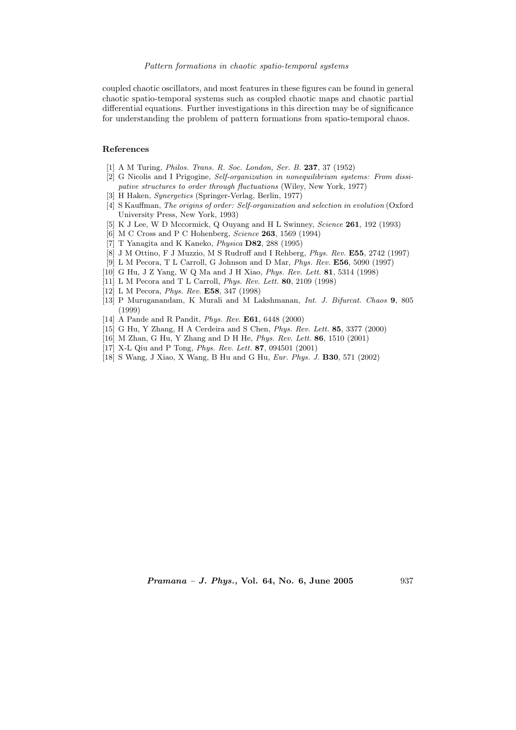coupled chaotic oscillators, and most features in these figures can be found in general chaotic spatio-temporal systems such as coupled chaotic maps and chaotic partial differential equations. Further investigations in this direction may be of significance for understanding the problem of pattern formations from spatio-temporal chaos.

## References

[1] A M Turing, *Philos. Trans. R. Soc. London, Ser. B.* **237**, 37 (1952)
[2] G Nicolis and I Prigogine, *Self-organization in nonequilibrium systems: From dissipative structures to order through fluctuations* (Wiley, New York, 1977)
[3] H Haken, *Synergetics* (Springer-Verlag, Berlin, 1977)
[4] S Kauffman, *The origins of order: Self-organization and selection in evolution* (Oxford University Press, New York, 1993)
[5] K J Lee, W D Mccormick, Q Ouyang and H L Swinney, *Science* **261**, 192 (1993)
[6] M C Cross and P C Hohenberg, *Science* **263**, 1569 (1994)
[7] T Yanagita and K Kaneko, *Physica* **D82**, 288 (1995)
[8] J M Ottino, F J Muzzio, M S Rudroff and I Rehberg, *Phys. Rev.* **E55**, 2742 (1997)
[9] L M Pecora, T L Carroll, G Johnson and D Mar, *Phys. Rev.* **E56**, 5090 (1997)
[10] G Hu, J Z Yang, W Q Ma and J H Xiao, *Phys. Rev. Lett.* **81**, 5314 (1998)
[11] L M Pecora and T L Carroll, *Phys. Rev. Lett.* **80**, 2109 (1998)
[12] L M Pecora, *Phys. Rev.* **E58**, 347 (1998)
[13] P Muruganandam, K Murali and M Lakshmanan, *Int. J. Bifurcat. Chaos* **9**, 805 (1999)
[14] A Pande and R Pandit, *Phys. Rev.* **E61**, 6448 (2000)
[15] G Hu, Y Zhang, H A Cerdeira and S Chen, *Phys. Rev. Lett.* **85**, 3377 (2000)
[16] M Zhan, G Hu, Y Zhang and D H He, *Phys. Rev. Lett.* **86**, 1510 (2001)
[17] X-L Qiu and P Tong, *Phys. Rev. Lett.* **87**, 094501 (2001)
[18] S Wang, J Xiao, X Wang, B Hu and G Hu, *Eur. Phys. J.* **B30**, 571 (2002)